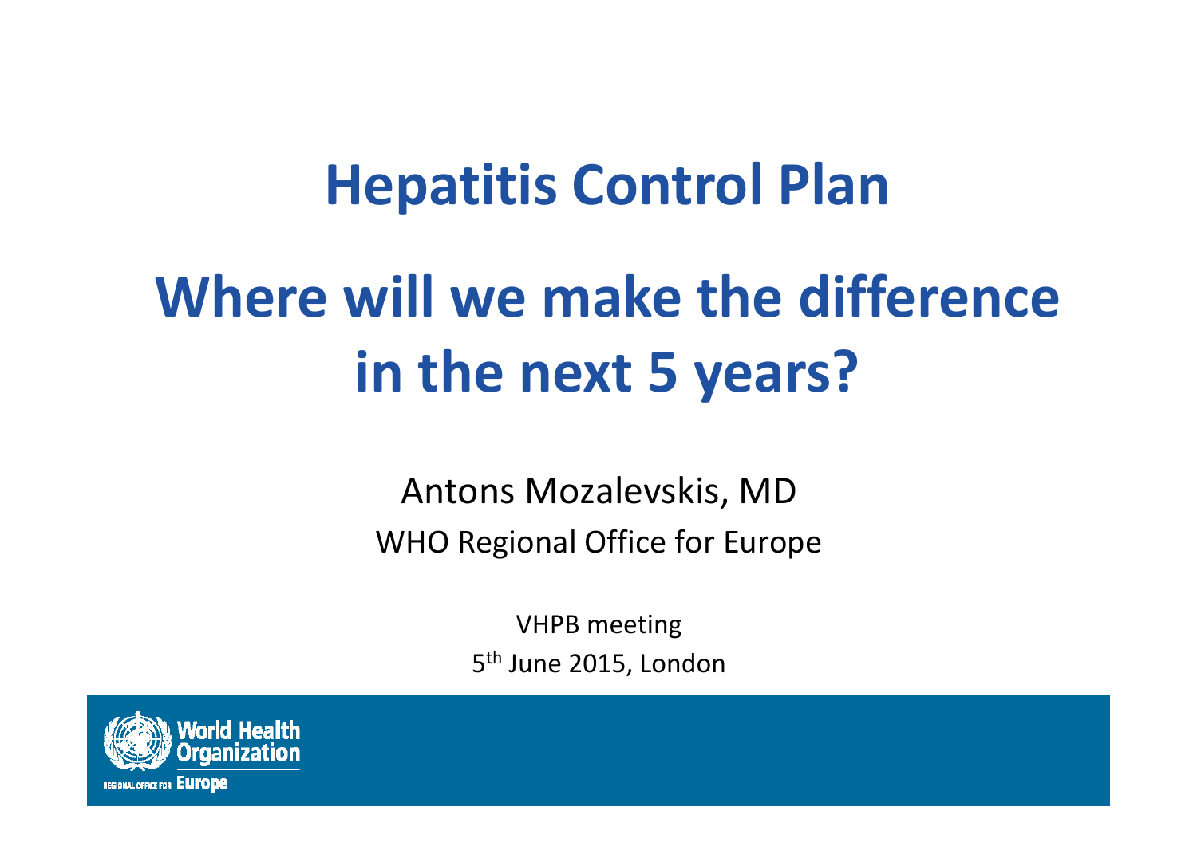# Hepatitis Control Plan

# Where will we make the difference in the next 5 years?

Antons Mozalevskis, MD

WHO Regional Office for Europe

VHPB meeting

5th June 2015, London

World Health Organization

REGIONAL OFFICE FOR Europe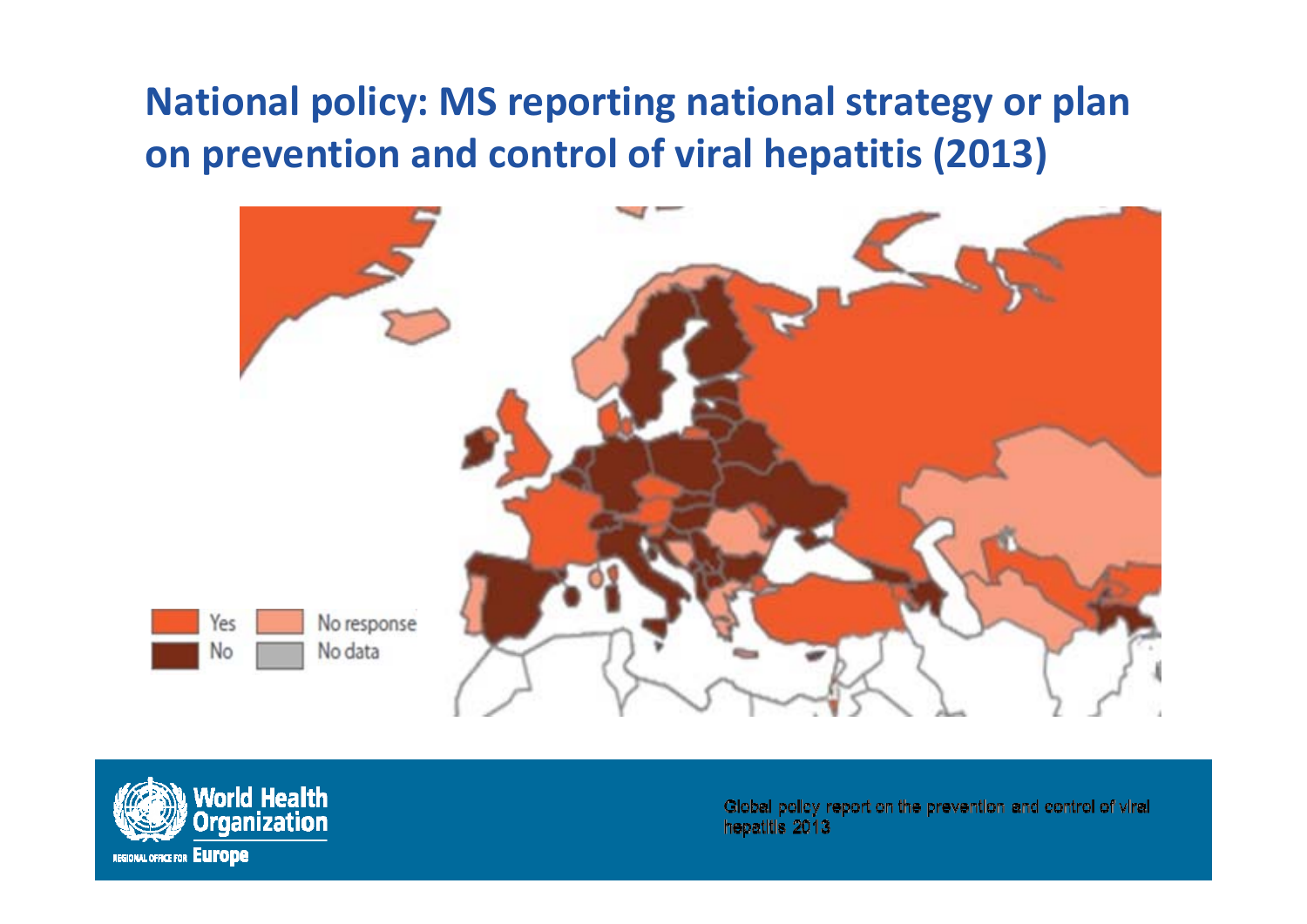# National policy: MS reporting national strategy or plan on prevention and control of viral hepatitis (2013)

Global policy report on the prevention and control of viral hepatitis 2013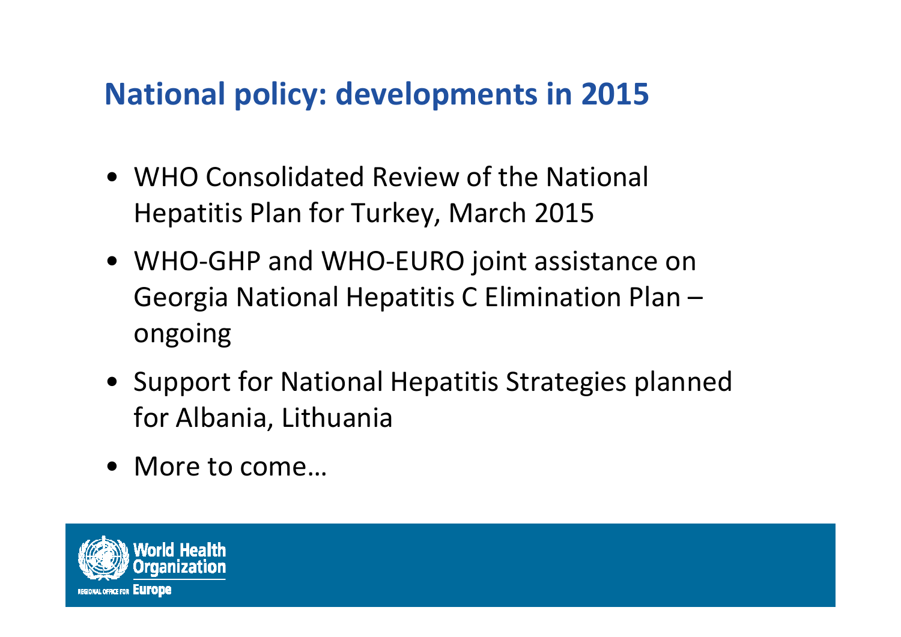# National policy: developments in 2015

- WHO Consolidated Review of the National Hepatitis Plan for Turkey, March 2015
- WHO-GHP and WHO-EURO joint assistance on Georgia National Hepatitis C Elimination Plan – ongoing
- Support for National Hepatitis Strategies planned for Albania, Lithuania
- More to come…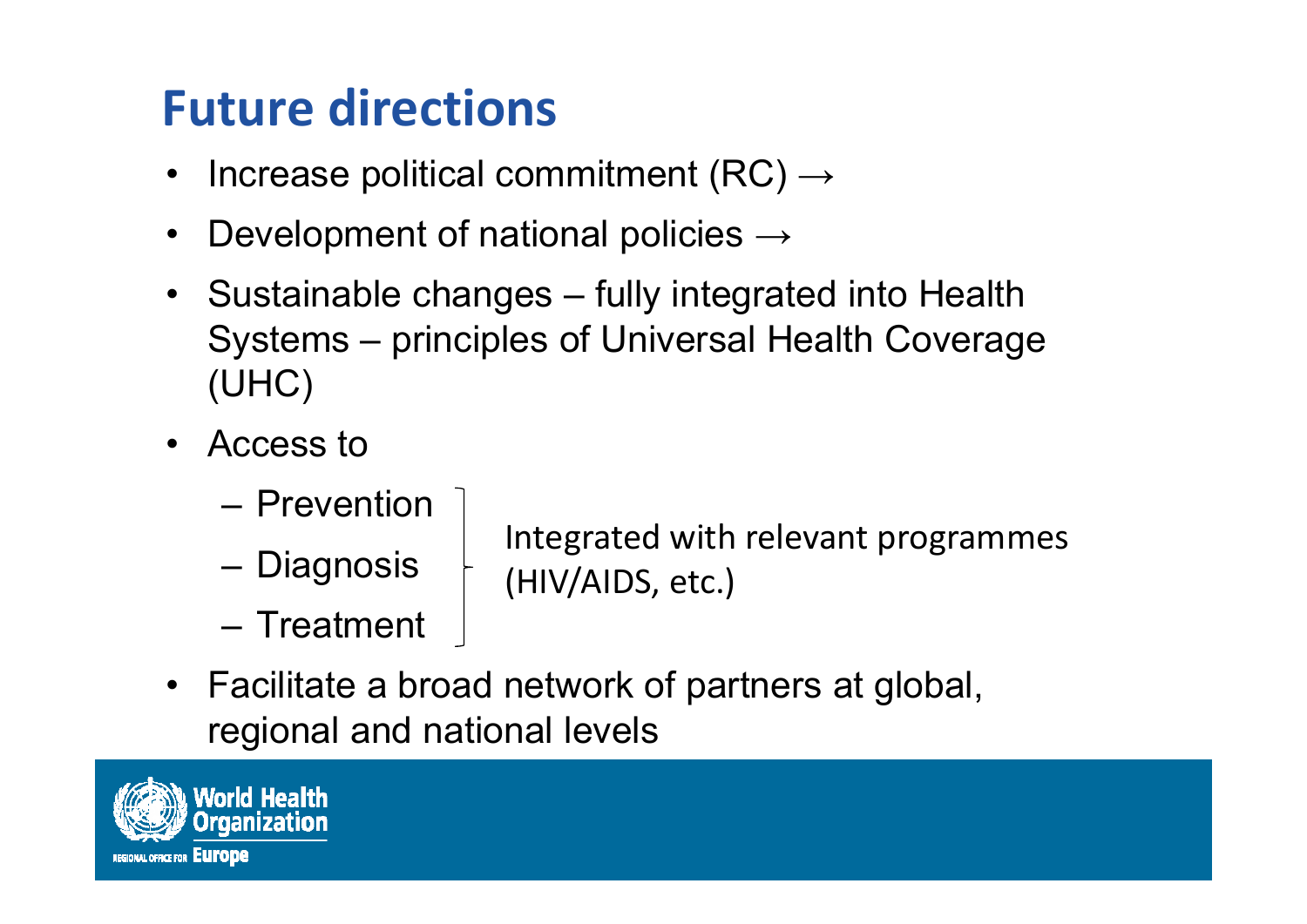# Future directions

- Increase political commitment (RC) →
- Development of national policies →
- Sustainable changes – fully integrated into Health Systems – principles of Universal Health Coverage (UHC)
- Access to
  - Prevention
  - Diagnosis
  - Treatment

  Integrated with relevant programmes (HIV/AIDS, etc.)
- Facilitate a broad network of partners at global, regional and national levels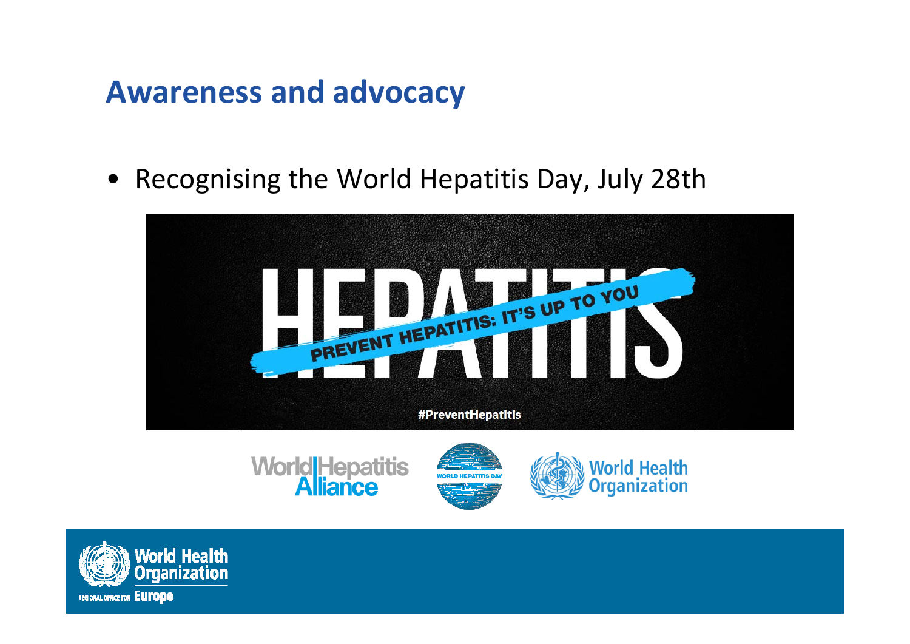## Awareness and advocacy

- Recognising the World Hepatitis Day, July 28th

HEPATITIS

PREVENT HEPATITIS: IT'S UP TO YOU

#PreventHepatitis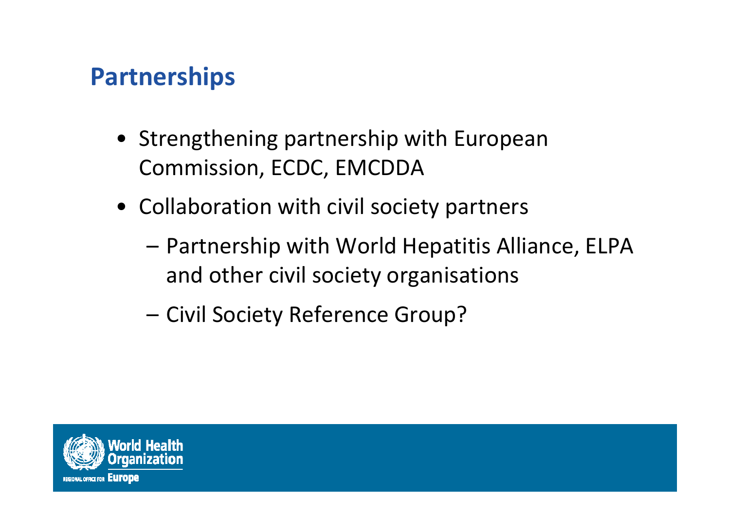## Partnerships

- Strengthening partnership with European Commission, ECDC, EMCDDA
- Collaboration with civil society partners
  - Partnership with World Hepatitis Alliance, ELPA and other civil society organisations
  - Civil Society Reference Group?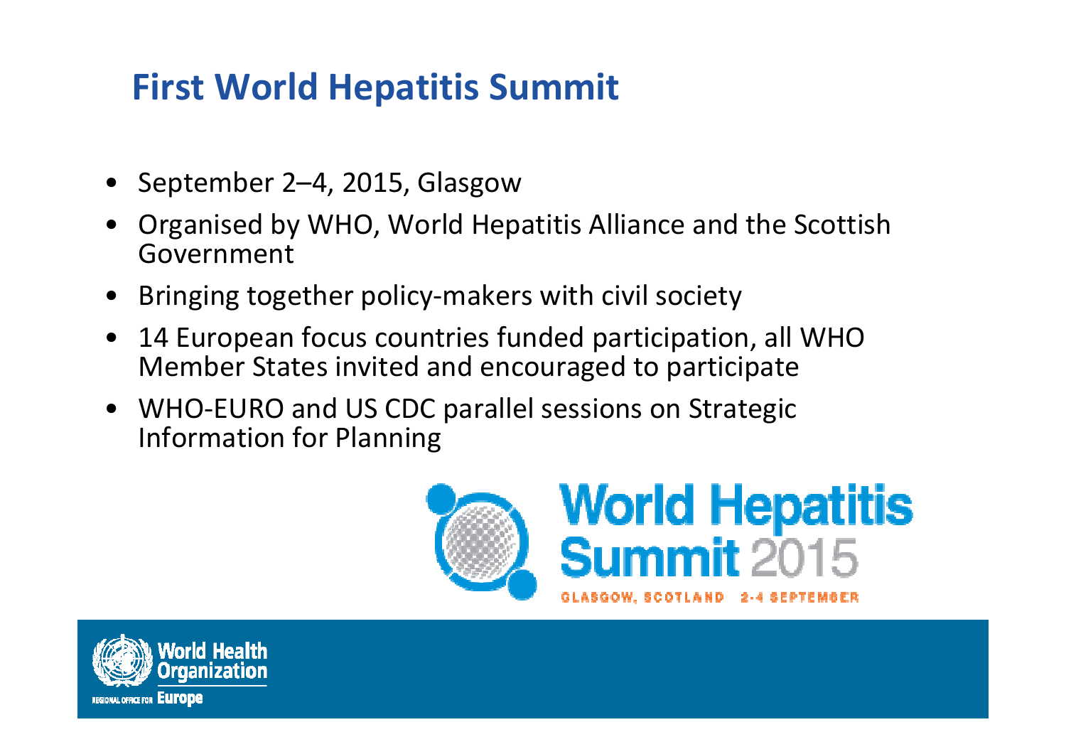# First World Hepatitis Summit

- September 2–4, 2015, Glasgow
- Organised by WHO, World Hepatitis Alliance and the Scottish Government
- Bringing together policy-makers with civil society
- 14 European focus countries funded participation, all WHO Member States invited and encouraged to participate
- WHO-EURO and US CDC parallel sessions on Strategic Information for Planning

World Hepatitis Summit 2015

GLASGOW, SCOTLAND 2-4 SEPTEMBER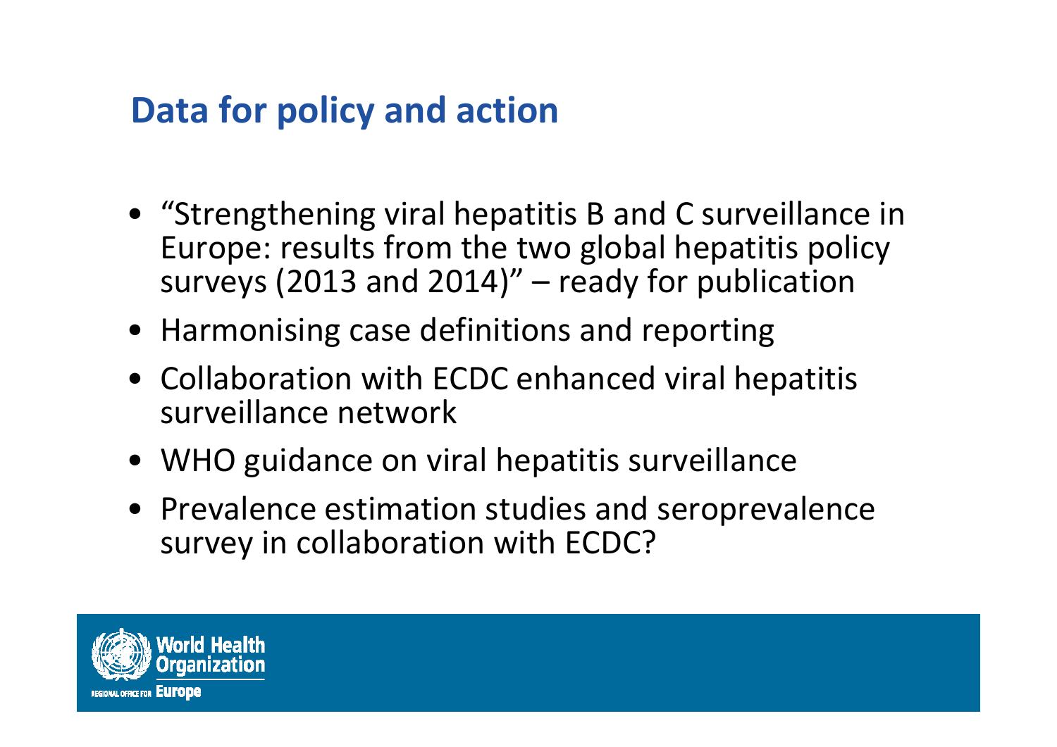## Data for policy and action

- "Strengthening viral hepatitis B and C surveillance in Europe: results from the two global hepatitis policy surveys (2013 and 2014)" – ready for publication
- Harmonising case definitions and reporting
- Collaboration with ECDC enhanced viral hepatitis surveillance network
- WHO guidance on viral hepatitis surveillance
- Prevalence estimation studies and seroprevalence survey in collaboration with ECDC?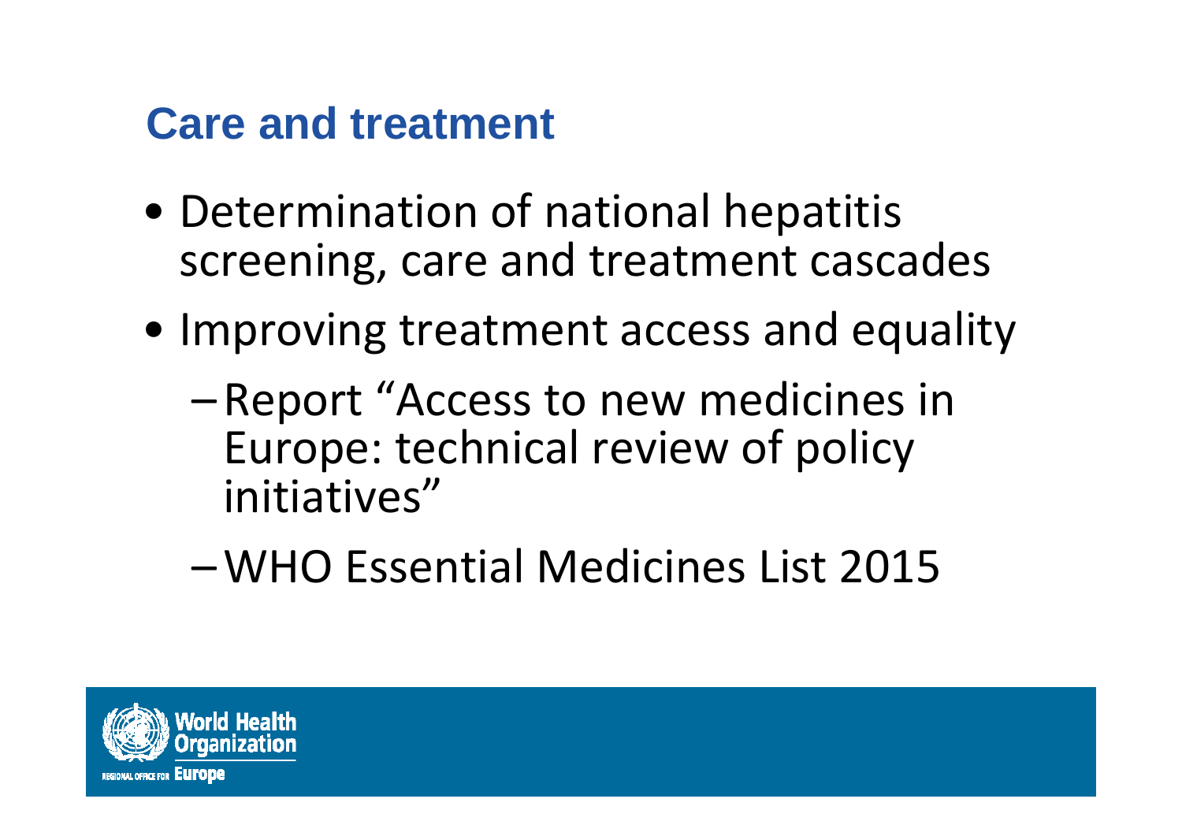## Care and treatment

- Determination of national hepatitis screening, care and treatment cascades
- Improving treatment access and equality
  - Report "Access to new medicines in Europe: technical review of policy initiatives"
  - WHO Essential Medicines List 2015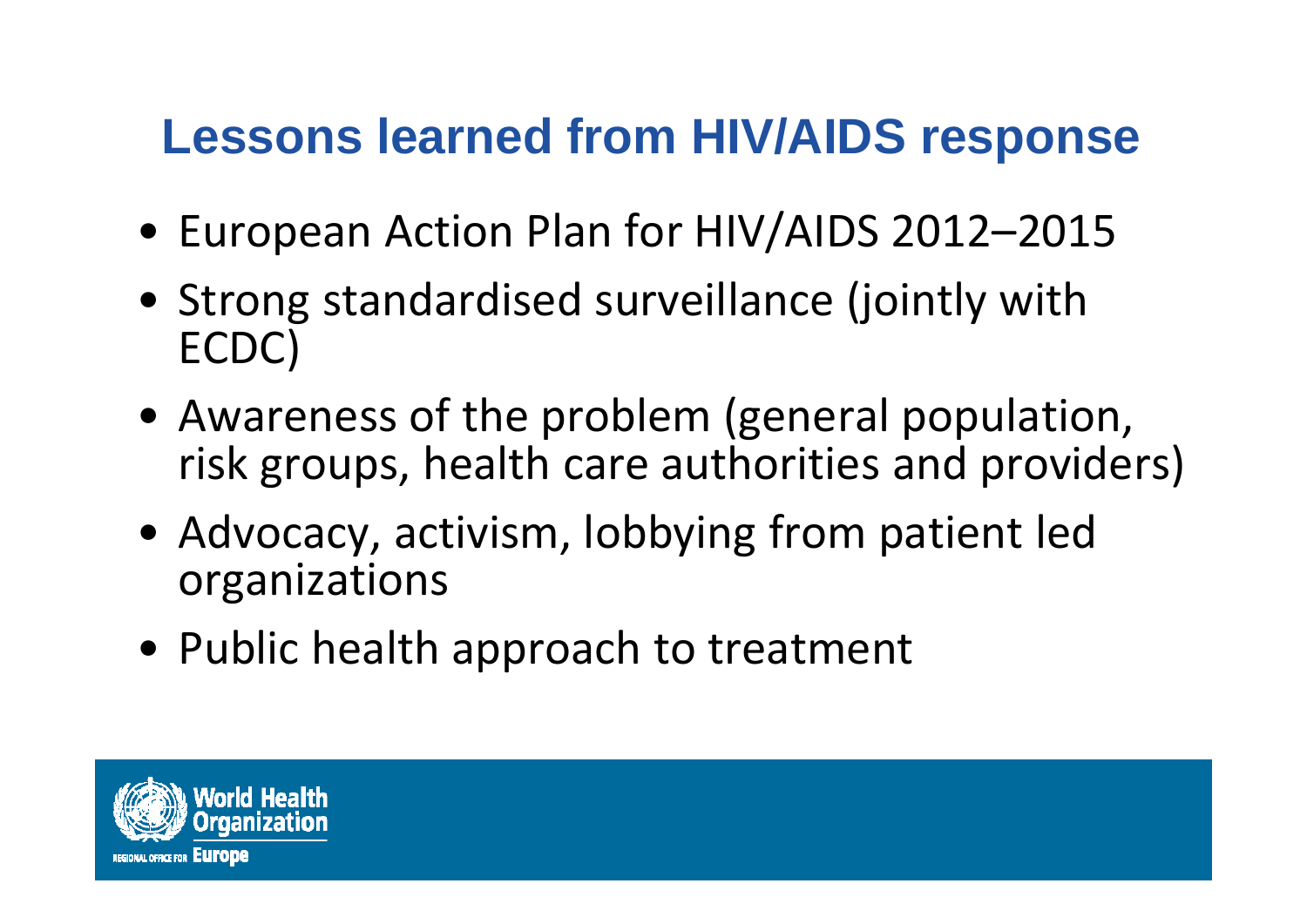# Lessons learned from HIV/AIDS response

- European Action Plan for HIV/AIDS 2012–2015
- Strong standardised surveillance (jointly with ECDC)
- Awareness of the problem (general population, risk groups, health care authorities and providers)
- Advocacy, activism, lobbying from patient led organizations
- Public health approach to treatment